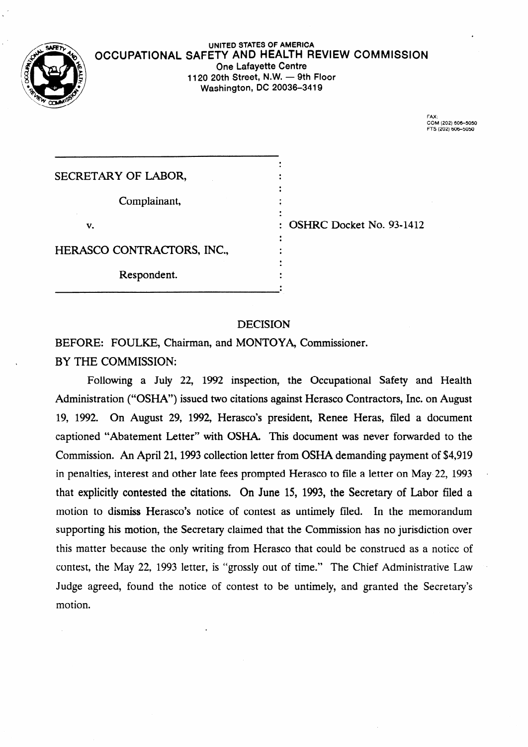UNITED STATES OF AMERICA

**OCCUPATIONAL SAFETY AND HEALTH REVIEW COMMISSION**

One Lafayette Centre
1120 20th Street, N.W. — 9th Floor
Washington, DC 20036-3419

FAX:
COM (202) 606-5050
FTS (202) 606-5050

| | | |
|---|---|---|
| SECRETARY OF LABOR, | : | |
| Complainant, | : | |
| v. | : | OSHRC Docket No. 93-1412 |
| HERASCO CONTRACTORS, INC., | : | |
| Respondent. | : | |

## DECISION

BEFORE: FOULKE, Chairman, and MONTOYA, Commissioner.

BY THE COMMISSION:

Following a July 22, 1992 inspection, the Occupational Safety and Health Administration ("OSHA") issued two citations against Herasco Contractors, Inc. on August 19, 1992. On August 29, 1992, Herasco's president, Renee Heras, filed a document captioned "Abatement Letter" with OSHA. This document was never forwarded to the Commission. An April 21, 1993 collection letter from OSHA demanding payment of $4,919 in penalties, interest and other late fees prompted Herasco to file a letter on May 22, 1993 that explicitly contested the citations. On June 15, 1993, the Secretary of Labor filed a motion to dismiss Herasco's notice of contest as untimely filed. In the memorandum supporting his motion, the Secretary claimed that the Commission has no jurisdiction over this matter because the only writing from Herasco that could be construed as a notice of contest, the May 22, 1993 letter, is "grossly out of time." The Chief Administrative Law Judge agreed, found the notice of contest to be untimely, and granted the Secretary's motion.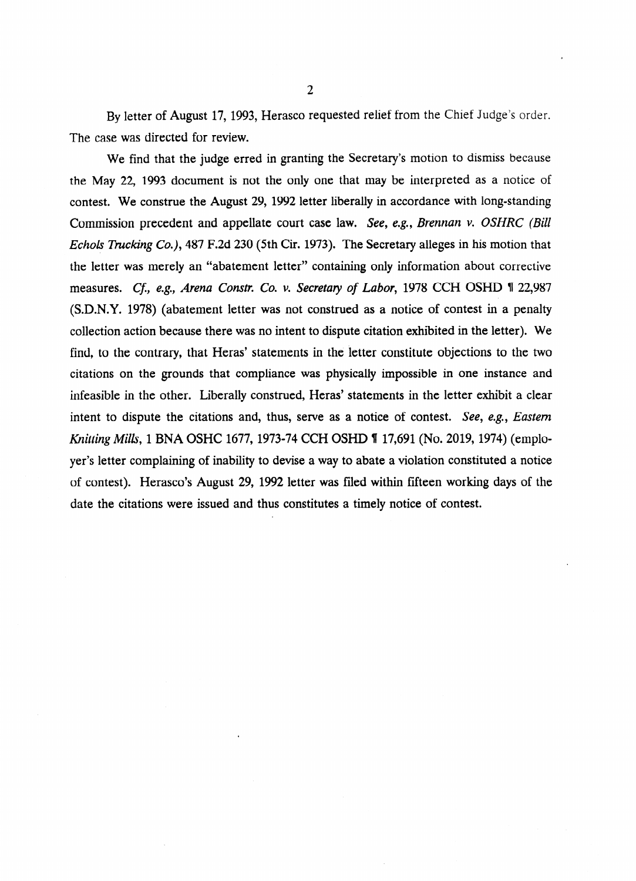By letter of August 17, 1993, Herasco requested relief from the Chief Judge's order. The case was directed for review.

We find that the judge erred in granting the Secretary's motion to dismiss because the May 22, 1993 document is not the only one that may be interpreted as a notice of contest. We construe the August 29, 1992 letter liberally in accordance with long-standing Commission precedent and appellate court case law. *See, e.g., Brennan v. OSHRC (Bill Echols Trucking Co.)*, 487 F.2d 230 (5th Cir. 1973). The Secretary alleges in his motion that the letter was merely an "abatement letter" containing only information about corrective measures. *Cf., e.g., Arena Constr. Co. v. Secretary of Labor*, 1978 CCH OSHD ¶ 22,987 (S.D.N.Y. 1978) (abatement letter was not construed as a notice of contest in a penalty collection action because there was no intent to dispute citation exhibited in the letter). We find, to the contrary, that Heras' statements in the letter constitute objections to the two citations on the grounds that compliance was physically impossible in one instance and infeasible in the other. Liberally construed, Heras' statements in the letter exhibit a clear intent to dispute the citations and, thus, serve as a notice of contest. *See, e.g., Eastern Knitting Mills*, 1 BNA OSHC 1677, 1973-74 CCH OSHD ¶ 17,691 (No. 2019, 1974) (employer's letter complaining of inability to devise a way to abate a violation constituted a notice of contest). Herasco's August 29, 1992 letter was filed within fifteen working days of the date the citations were issued and thus constitutes a timely notice of contest.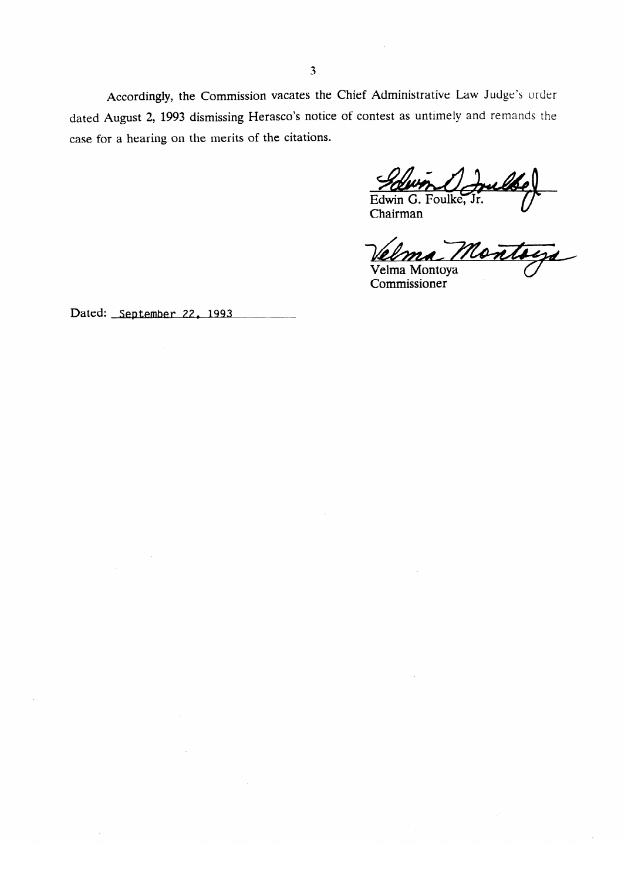Accordingly, the Commission vacates the Chief Administrative Law Judge's order dated August 2, 1993 dismissing Herasco's notice of contest as untimely and remands the case for a hearing on the merits of the citations.

Edwin G. Foulke, Jr.
Chairman

Velma Montoya
Commissioner

Dated: September 22, 1993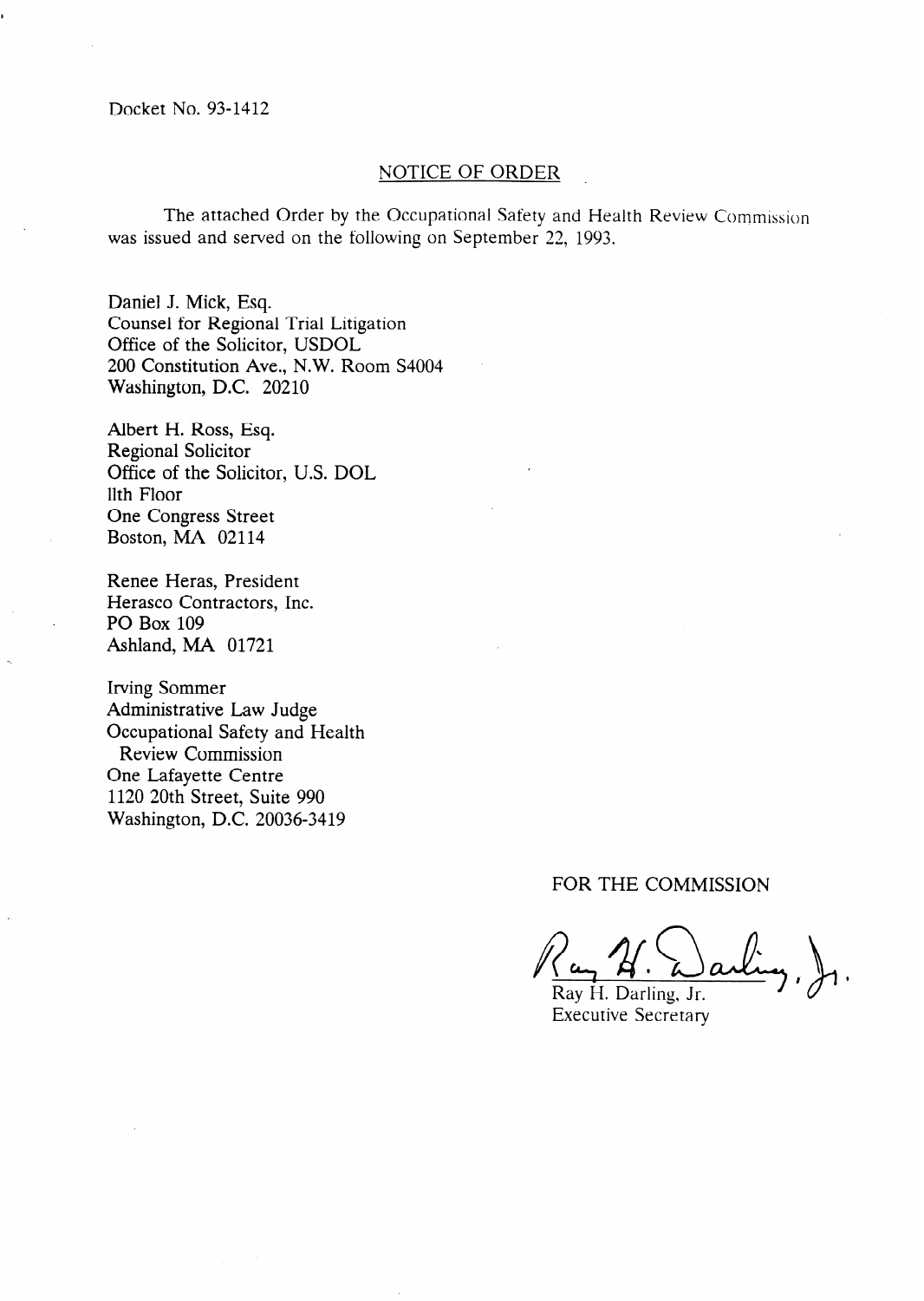Docket No. 93-1412

## NOTICE OF ORDER

The attached Order by the Occupational Safety and Health Review Commission was issued and served on the following on September 22, 1993.

Daniel J. Mick, Esq.
Counsel for Regional Trial Litigation
Office of the Solicitor, USDOL
200 Constitution Ave., N.W. Room S4004
Washington, D.C. 20210

Albert H. Ross, Esq.
Regional Solicitor
Office of the Solicitor, U.S. DOL
llth Floor
One Congress Street
Boston, MA 02114

Renee Heras, President
Herasco Contractors, Inc.
PO Box 109
Ashland, MA 01721

Irving Sommer
Administrative Law Judge
Occupational Safety and Health
Review Commission
One Lafayette Centre
1120 20th Street, Suite 990
Washington, D.C. 20036-3419

FOR THE COMMISSION

Ray H. Darling, Jr.
Executive Secretary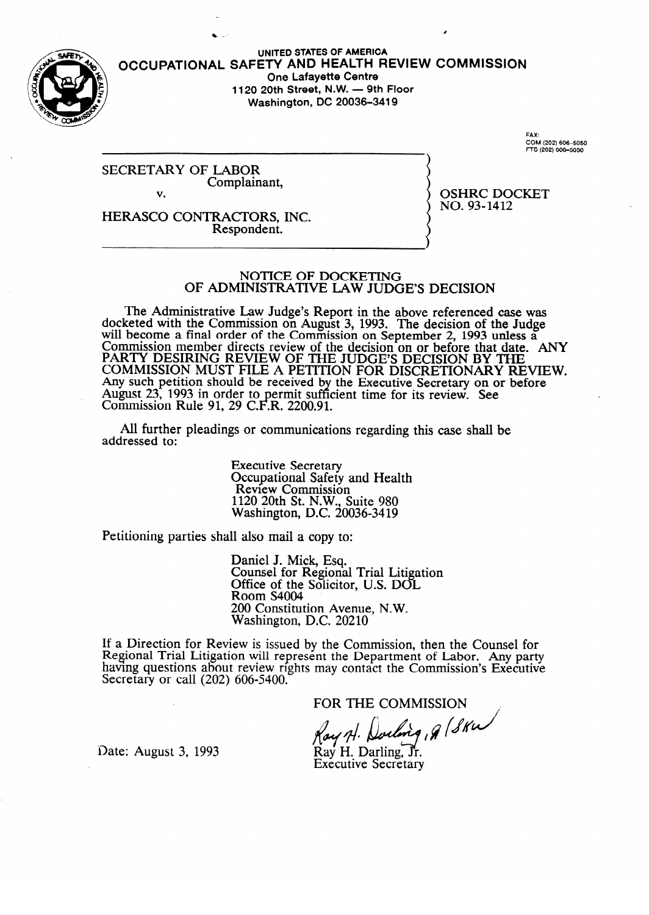UNITED STATES OF AMERICA

**OCCUPATIONAL SAFETY AND HEALTH REVIEW COMMISSION**

One Lafayette Centre
1120 20th Street, N.W. — 9th Floor
Washington, DC 20036-3419

FAX:
COM (202) 606-5050
FTS (202) 606-5050

| | |
|---|---|
| SECRETARY OF LABOR<br>Complainant,<br>v.<br>HERASCO CONTRACTORS, INC.<br>Respondent. | OSHRC DOCKET<br>NO. 93-1412 |

## NOTICE OF DOCKETING OF ADMINISTRATIVE LAW JUDGE'S DECISION

The Administrative Law Judge's Report in the above referenced case was docketed with the Commission on August 3, 1993. The decision of the Judge will become a final order of the Commission on September 2, 1993 unless a Commission member directs review of the decision on or before that date. ANY PARTY DESIRING REVIEW OF THE JUDGE'S DECISION BY THE COMMISSION MUST FILE A PETITION FOR DISCRETIONARY REVIEW. Any such petition should be received by the Executive Secretary on or before August 23, 1993 in order to permit sufficient time for its review. See Commission Rule 91, 29 C.F.R. 2200.91.

All further pleadings or communications regarding this case shall be addressed to:

> Executive Secretary
> Occupational Safety and Health Review Commission
> 1120 20th St. N.W., Suite 980
> Washington, D.C. 20036-3419

Petitioning parties shall also mail a copy to:

> Daniel J. Mick, Esq.
> Counsel for Regional Trial Litigation
> Office of the Solicitor, U.S. DOL
> Room S4004
> 200 Constitution Avenue, N.W.
> Washington, D.C. 20210

If a Direction for Review is issued by the Commission, then the Counsel for Regional Trial Litigation will represent the Department of Labor. Any party having questions about review rights may contact the Commission's Executive Secretary or call (202) 606-5400.

FOR THE COMMISSION

Ray H. Darling, Jr.
Executive Secretary

Date: August 3, 1993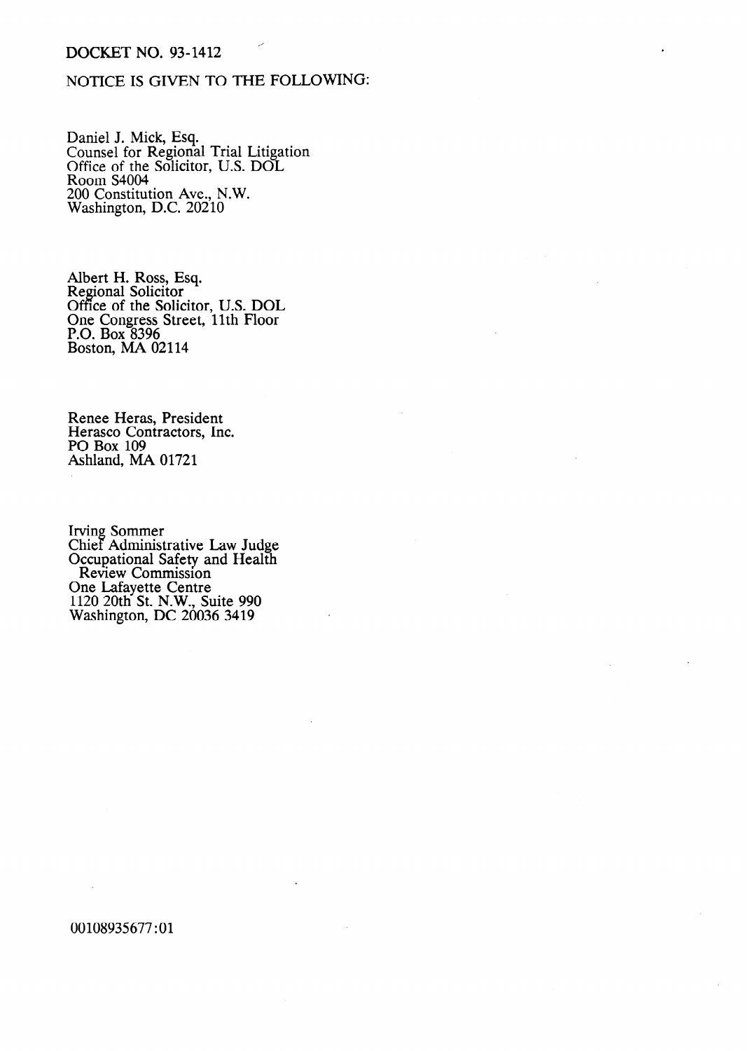DOCKET NO. 93-1412

NOTICE IS GIVEN TO THE FOLLOWING:

Daniel J. Mick, Esq.
Counsel for Regional Trial Litigation
Office of the Solicitor, U.S. DOL
Room S4004
200 Constitution Ave., N.W.
Washington, D.C. 20210

Albert H. Ross, Esq.
Regional Solicitor
Office of the Solicitor, U.S. DOL
One Congress Street, 11th Floor
P.O. Box 8396
Boston, MA 02114

Renee Heras, President
Herasco Contractors, Inc.
PO Box 109
Ashland, MA 01721

Irving Sommer
Chief Administrative Law Judge
Occupational Safety and Health
Review Commission
One Lafayette Centre
1120 20th St. N.W., Suite 990
Washington, DC 20036 3419

00108935677:01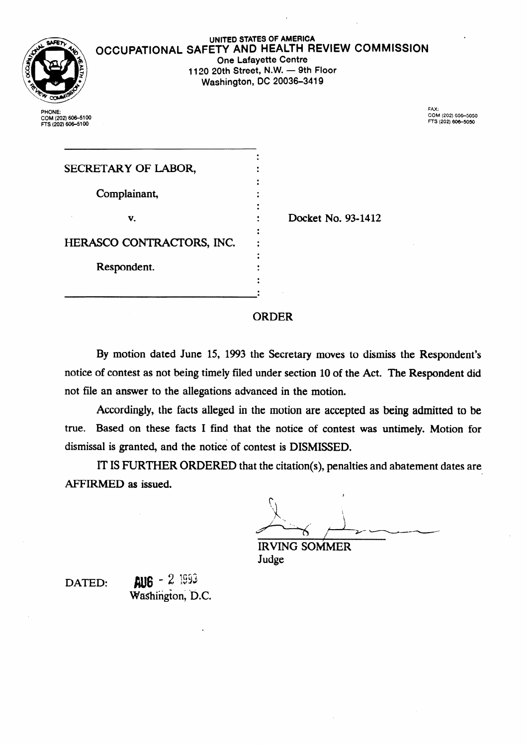UNITED STATES OF AMERICA

# OCCUPATIONAL SAFETY AND HEALTH REVIEW COMMISSION

One Lafayette Centre
1120 20th Street, N.W. — 9th Floor
Washington, DC 20036-3419

PHONE:
COM (202) 606-5100
FTS (202) 606-5100

FAX:
COM (202) 606-5050
FTS (202) 606-5050

SECRETARY OF LABOR,

Complainant,

v.

HERASCO CONTRACTORS, INC.

Respondent.

Docket No. 93-1412

## ORDER

By motion dated June 15, 1993 the Secretary moves to dismiss the Respondent's notice of contest as not being timely filed under section 10 of the Act. The Respondent did not file an answer to the allegations advanced in the motion.

Accordingly, the facts alleged in the motion are accepted as being admitted to be true. Based on these facts I find that the notice of contest was untimely. Motion for dismissal is granted, and the notice of contest is DISMISSED.

IT IS FURTHER ORDERED that the citation(s), penalties and abatement dates are AFFIRMED as issued.

IRVING SOMMER
Judge

DATED: AUG - 2 1993
Washington, D.C.